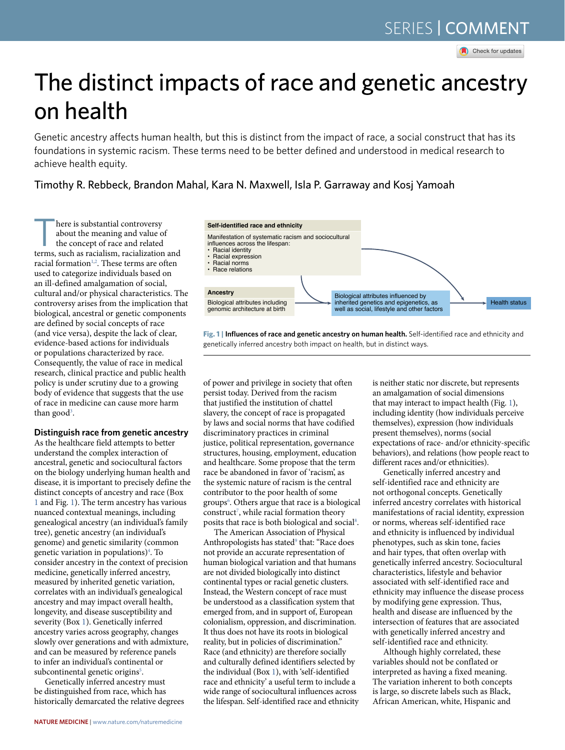# The distinct impacts of race and genetic ancestry on health

Genetic ancestry affects human health, but this is distinct from the impact of race, a social construct that has its foundations in systemic racism. These terms need to be better defined and understood in medical research to achieve health equity.

Timothy R. Rebbeck, Brandon Mahal, Kara N. Maxwell, Isla P. Garraway and Kosj Yamoah

There is substantial controversy about the meaning and value of the concept of race and related terms, such as racialism, racialization and racial formation[1,2]. These terms are often used to categorize individuals based on an ill-defined amalgamation of social, cultural and/or physical characteristics. The controversy arises from the implication that biological, ancestral or genetic components are defined by social concepts of race (and vice versa), despite the lack of clear, evidence-based actions for individuals or populations characterized by race. Consequently, the value of race in medical research, clinical practice and public health policy is under scrutiny due to a growing body of evidence that suggests that the use of race in medicine can cause more harm than good[3].

**Self-identified race and ethnicity**

Manifestation of systematic racism and sociocultural influences across the lifespan:
- Racial identity
- Racial expression
- Racial norms
- Race relations

**Ancestry**

Biological attributes including genomic architecture at birth

Biological attributes influenced by inherited genetics and epigenetics, as well as social, lifestyle and other factors

Health status

**Fig. 1 | Influences of race and genetic ancestry on human health.** Self-identified race and ethnicity and genetically inferred ancestry both impact on health, but in distinct ways.

## Distinguish race from genetic ancestry

As the healthcare field attempts to better understand the complex interaction of ancestral, genetic and sociocultural factors on the biology underlying human health and disease, it is important to precisely define the distinct concepts of ancestry and race (Box 1 and Fig. 1). The term ancestry has various nuanced contextual meanings, including genealogical ancestry (an individual's family tree), genetic ancestry (an individual's genome) and genetic similarity (common genetic variation in populations)[4]. To consider ancestry in the context of precision medicine, genetically inferred ancestry, measured by inherited genetic variation, correlates with an individual's genealogical ancestry and may impact overall health, longevity, and disease susceptibility and severity (Box 1). Genetically inferred ancestry varies across geography, changes slowly over generations and with admixture, and can be measured by reference panels to infer an individual's continental or subcontinental genetic origins[5].

Genetically inferred ancestry must be distinguished from race, which has historically demarcated the relative degrees of power and privilege in society that often persist today. Derived from the racism that justified the institution of chattel slavery, the concept of race is propagated by laws and social norms that have codified discriminatory practices in criminal justice, political representation, governance structures, housing, employment, education and healthcare. Some propose that the term race be abandoned in favor of 'racism', as the systemic nature of racism is the central contributor to the poor health of some groups[6]. Others argue that race is a biological construct[7], while racial formation theory posits that race is both biological and social[8].

The American Association of Physical Anthropologists has stated[9] that: "Race does not provide an accurate representation of human biological variation and that humans are not divided biologically into distinct continental types or racial genetic clusters. Instead, the Western concept of race must be understood as a classification system that emerged from, and in support of, European colonialism, oppression, and discrimination. It thus does not have its roots in biological reality, but in policies of discrimination." Race (and ethnicity) are therefore socially and culturally defined identifiers selected by the individual (Box 1), with 'self-identified race and ethnicity' a useful term to include a wide range of sociocultural influences across the lifespan. Self-identified race and ethnicity is neither static nor discrete, but represents an amalgamation of social dimensions that may interact to impact health (Fig. 1), including identity (how individuals perceive themselves), expression (how individuals present themselves), norms (social expectations of race- and/or ethnicity-specific behaviors), and relations (how people react to different races and/or ethnicities).

Genetically inferred ancestry and self-identified race and ethnicity are not orthogonal concepts. Genetically inferred ancestry correlates with historical manifestations of racial identity, expression or norms, whereas self-identified race and ethnicity is influenced by individual phenotypes, such as skin tone, facies and hair types, that often overlap with genetically inferred ancestry. Sociocultural characteristics, lifestyle and behavior associated with self-identified race and ethnicity may influence the disease process by modifying gene expression. Thus, health and disease are influenced by the intersection of features that are associated with genetically inferred ancestry and self-identified race and ethnicity.

Although highly correlated, these variables should not be conflated or interpreted as having a fixed meaning. The variation inherent to both concepts is large, so discrete labels such as Black, African American, white, Hispanic and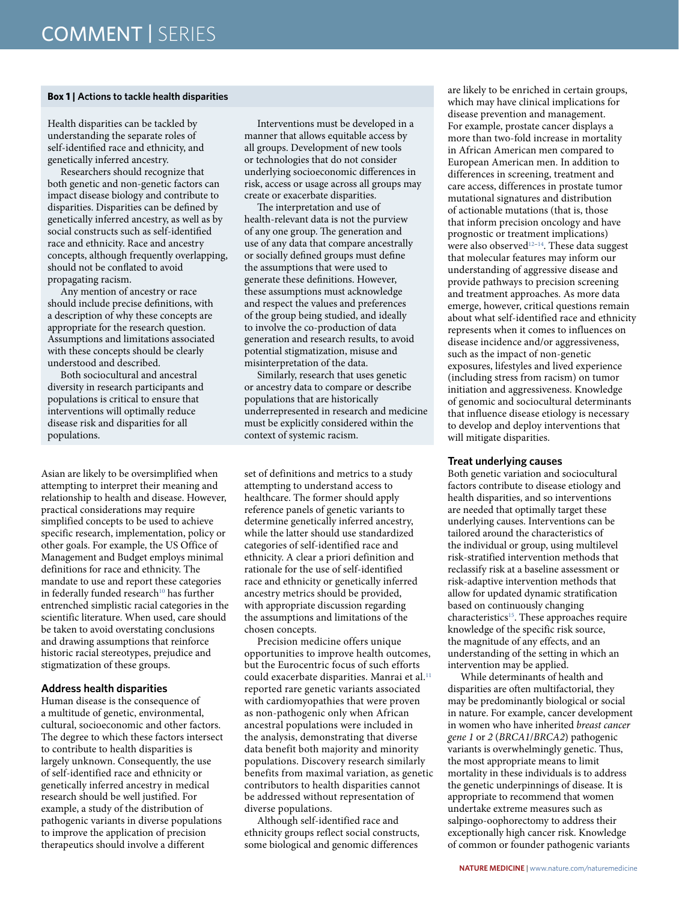**Box 1 | Actions to tackle health disparities**

Health disparities can be tackled by understanding the separate roles of self-identified race and ethnicity, and genetically inferred ancestry.

Researchers should recognize that both genetic and non-genetic factors can impact disease biology and contribute to disparities. Disparities can be defined by genetically inferred ancestry, as well as by social constructs such as self-identified race and ethnicity. Race and ancestry concepts, although frequently overlapping, should not be conflated to avoid propagating racism.

Any mention of ancestry or race should include precise definitions, with a description of why these concepts are appropriate for the research question. Assumptions and limitations associated with these concepts should be clearly understood and described.

Both sociocultural and ancestral diversity in research participants and populations is critical to ensure that interventions will optimally reduce disease risk and disparities for all populations.

Interventions must be developed in a manner that allows equitable access by all groups. Development of new tools or technologies that do not consider underlying socioeconomic differences in risk, access or usage across all groups may create or exacerbate disparities.

The interpretation and use of health-relevant data is not the purview of any one group. The generation and use of any data that compare ancestrally or socially defined groups must define the assumptions that were used to generate these definitions. However, these assumptions must acknowledge and respect the values and preferences of the group being studied, and ideally to involve the co-production of data generation and research results, to avoid potential stigmatization, misuse and misinterpretation of the data.

Similarly, research that uses genetic or ancestry data to compare or describe populations that are historically underrepresented in research and medicine must be explicitly considered within the context of systemic racism.

Asian are likely to be oversimplified when attempting to interpret their meaning and relationship to health and disease. However, practical considerations may require simplified concepts to be used to achieve specific research, implementation, policy or other goals. For example, the US Office of Management and Budget employs minimal definitions for race and ethnicity. The mandate to use and report these categories in federally funded research[10] has further entrenched simplistic racial categories in the scientific literature. When used, care should be taken to avoid overstating conclusions and drawing assumptions that reinforce historic racial stereotypes, prejudice and stigmatization of these groups.

### Address health disparities

Human disease is the consequence of a multitude of genetic, environmental, cultural, socioeconomic and other factors. The degree to which these factors intersect to contribute to health disparities is largely unknown. Consequently, the use of self-identified race and ethnicity or genetically inferred ancestry in medical research should be well justified. For example, a study of the distribution of pathogenic variants in diverse populations to improve the application of precision therapeutics should involve a different set of definitions and metrics to a study attempting to understand access to healthcare. The former should apply reference panels of genetic variants to determine genetically inferred ancestry, while the latter should use standardized categories of self-identified race and ethnicity. A clear a priori definition and rationale for the use of self-identified race and ethnicity or genetically inferred ancestry metrics should be provided, with appropriate discussion regarding the assumptions and limitations of the chosen concepts.

Precision medicine offers unique opportunities to improve health outcomes, but the Eurocentric focus of such efforts could exacerbate disparities. Manrai et al.[11] reported rare genetic variants associated with cardiomyopathies that were proven as non-pathogenic only when African ancestral populations were included in the analysis, demonstrating that diverse data benefit both majority and minority populations. Discovery research similarly benefits from maximal variation, as genetic contributors to health disparities cannot be addressed without representation of diverse populations.

Although self-identified race and ethnicity groups reflect social constructs, some biological and genomic differences are likely to be enriched in certain groups, which may have clinical implications for disease prevention and management. For example, prostate cancer displays a more than two-fold increase in mortality in African American men compared to European American men. In addition to differences in screening, treatment and care access, differences in prostate tumor mutational signatures and distribution of actionable mutations (that is, those that inform precision oncology and have prognostic or treatment implications) were also observed[12–14]. These data suggest that molecular features may inform our understanding of aggressive disease and provide pathways to precision screening and treatment approaches. As more data emerge, however, critical questions remain about what self-identified race and ethnicity represents when it comes to influences on disease incidence and/or aggressiveness, such as the impact of non-genetic exposures, lifestyles and lived experience (including stress from racism) on tumor initiation and aggressiveness. Knowledge of genomic and sociocultural determinants that influence disease etiology is necessary to develop and deploy interventions that will mitigate disparities.

### Treat underlying causes

Both genetic variation and sociocultural factors contribute to disease etiology and health disparities, and so interventions are needed that optimally target these underlying causes. Interventions can be tailored around the characteristics of the individual or group, using multilevel risk-stratified intervention methods that reclassify risk at a baseline assessment or risk-adaptive intervention methods that allow for updated dynamic stratification based on continuously changing characteristics[15]. These approaches require knowledge of the specific risk source, the magnitude of any effects, and an understanding of the setting in which an intervention may be applied.

While determinants of health and disparities are often multifactorial, they may be predominantly biological or social in nature. For example, cancer development in women who have inherited *breast cancer gene 1* or *2* (*BRCA1*/*BRCA2*) pathogenic variants is overwhelmingly genetic. Thus, the most appropriate means to limit mortality in these individuals is to address the genetic underpinnings of disease. It is appropriate to recommend that women undertake extreme measures such as salpingo-oophorectomy to address their exceptionally high cancer risk. Knowledge of common or founder pathogenic variants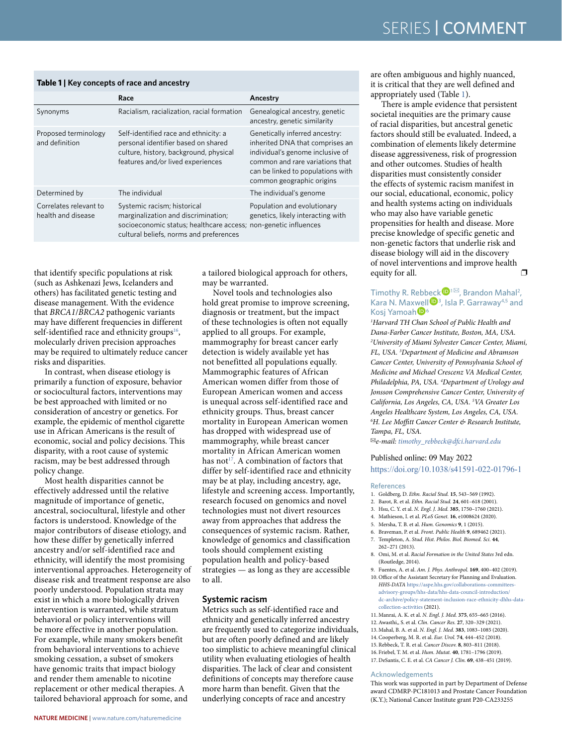**Table 1 | Key concepts of race and ancestry**

| | Race | Ancestry |
|---|---|---|
| Synonyms | Racialism, racialization, racial formation | Genealogical ancestry, genetic ancestry, genetic similarity |
| Proposed terminology and definition | Self-identified race and ethnicity: a personal identifier based on shared culture, history, background, physical features and/or lived experiences | Genetically inferred ancestry: inherited DNA that comprises an individual's genome inclusive of common and rare variations that can be linked to populations with common geographic origins |
| Determined by | The individual | The individual's genome |
| Correlates relevant to health and disease | Systemic racism; historical marginalization and discrimination; socioeconomic status; healthcare access; cultural beliefs, norms and preferences | Population and evolutionary genetics, likely interacting with non-genetic influences |

that identify specific populations at risk (such as Ashkenazi Jews, Icelanders and others) has facilitated genetic testing and disease management. With the evidence that *BRCA1/BRCA2* pathogenic variants may have different frequencies in different self-identified race and ethnicity groups[16], molecularly driven precision approaches may be required to ultimately reduce cancer risks and disparities.

In contrast, when disease etiology is primarily a function of exposure, behavior or sociocultural factors, interventions may be best approached with limited or no consideration of ancestry or genetics. For example, the epidemic of menthol cigarette use in African Americans is the result of economic, social and policy decisions. This disparity, with a root cause of systemic racism, may be best addressed through policy change.

Most health disparities cannot be effectively addressed until the relative magnitude of importance of genetic, ancestral, sociocultural, lifestyle and other factors is understood. Knowledge of the major contributors of disease etiology, and how these differ by genetically inferred ancestry and/or self-identified race and ethnicity, will identify the most promising interventional approaches. Heterogeneity of disease risk and treatment response are also poorly understood. Population strata may exist in which a more biologically driven intervention is warranted, while stratum behavioral or policy interventions will be more effective in another population. For example, while many smokers benefit from behavioral interventions to achieve smoking cessation, a subset of smokers have genomic traits that impact biology and render them amenable to nicotine replacement or other medical therapies. A tailored behavioral approach for some, and a tailored biological approach for others, may be warranted.

Novel tools and technologies also hold great promise to improve screening, diagnosis or treatment, but the impact of these technologies is often not equally applied to all groups. For example, mammography for breast cancer early detection is widely available yet has not benefitted all populations equally. Mammographic features of African American women differ from those of European American women and access is unequal across self-identified race and ethnicity groups. Thus, breast cancer mortality in European American women has dropped with widespread use of mammography, while breast cancer mortality in African American women has not[17]. A combination of factors that differ by self-identified race and ethnicity may be at play, including ancestry, age, lifestyle and screening access. Importantly, research focused on genomics and novel technologies must not divert resources away from approaches that address the consequences of systemic racism. Rather, knowledge of genomics and classification tools should complement existing population health and policy-based strategies — as long as they are accessible to all.

## Systemic racism

Metrics such as self-identified race and ethnicity and genetically inferred ancestry are frequently used to categorize individuals, but are often poorly defined and are likely too simplistic to achieve meaningful clinical utility when evaluating etiologies of health disparities. The lack of clear and consistent definitions of concepts may therefore cause more harm than benefit. Given that the underlying concepts of race and ancestry are often ambiguous and highly nuanced, it is critical that they are well defined and appropriately used (Table 1).

There is ample evidence that persistent societal inequities are the primary cause of racial disparities, but ancestral genetic factors should still be evaluated. Indeed, a combination of elements likely determine disease aggressiveness, risk of progression and other outcomes. Studies of health disparities must consistently consider the effects of systemic racism manifest in our social, educational, economic, policy and health systems acting on individuals who may also have variable genetic propensities for health and disease. More precise knowledge of specific genetic and non-genetic factors that underlie risk and disease biology will aid in the discovery of novel interventions and improve health equity for all. ❐

Timothy R. Rebbeck[1]✉, Brandon Mahal[2], Kara N. Maxwell[3], Isla P. Garraway[4,5] and Kosj Yamoah[6]

*[1]Harvard TH Chan School of Public Health and Dana-Farber Cancer Institute, Boston, MA, USA. [2]University of Miami Sylvester Cancer Center, Miami, FL, USA. [3]Department of Medicine and Abramson Cancer Center, University of Pennsylvania School of Medicine and Michael Crescenz VA Medical Center, Philadelphia, PA, USA. [4]Department of Urology and Jonsson Comprehensive Cancer Center, University of California, Los Angeles, CA, USA. [5]VA Greater Los Angeles Healthcare System, Los Angeles, CA, USA. [6]H. Lee Moffitt Cancer Center & Research Institute, Tampa, FL, USA.*

✉*e-mail: timothy_rebbeck@dfci.harvard.edu*

Published online: 09 May 2022
https://doi.org/10.1038/s41591-022-01796-1

### References

1. Goldberg, D. *Ethn. Racial Stud.* **15**, 543–569 (1992).
2. Barot, R. et al. *Ethn. Racial Stud.* **24**, 601–618 (2001).
3. Hsu, C. Y. et al. *N. Engl. J. Med.* **385**, 1750–1760 (2021).
4. Mathieson, I. et al. *PLoS Genet.* **16**, e1008624 (2020).
5. Mersha, T. B. et al. *Hum. Genomics* **9**, 1 (2015).
6. Braveman, P. et al. *Front. Public Health* **9**, 689462 (2021).
7. Templeton, A. *Stud. Hist. Philos. Biol. Biomed. Sci.* **44**, 262–271 (2013).
8. Omi, M. et al. *Racial Formation in the United States* 3rd edn. (Routledge, 2014).
9. Fuentes, A. et al. *Am. J. Phys. Anthropol.* **169**, 400–402 (2019).
10. Office of the Assistant Secretary for Planning and Evaluation. *HHS-DATA* https://aspe.hhs.gov/collaborations-committees-advisory-groups/hhs-data/hhs-data-council-introduction/dc-archive/policy-statement-inclusion-race-ethnicity-dhhs-data-collection-activities (2021).
11. Manrai, A. K. et al. *N. Engl. J. Med.* **375**, 655–665 (2016).
12. Awasthi,, S. et al. *Clin. Cancer Res.* **27**, 320–329 (2021).
13. Mahal, B. A. et al. *N. Engl. J. Med.* **383**, 1083–1085 (2020).
14. Cooperberg, M. R. et al. *Eur. Urol.* **74**, 444–452 (2018).
15. Rebbeck, T. R. et al. *Cancer Discov.* **8**, 803–811 (2018).
16. Friebel, T. M. et al. *Hum. Mutat.* **40**, 1781–1796 (2019).
17. DeSantis, C. E. et al. *CA Cancer J. Clin.* **69**, 438–451 (2019).

### Acknowledgements

This work was supported in part by Department of Defense award CDMRP-PC181013 and Prostate Cancer Foundation (K.Y.); National Cancer Institute grant P20-CA233255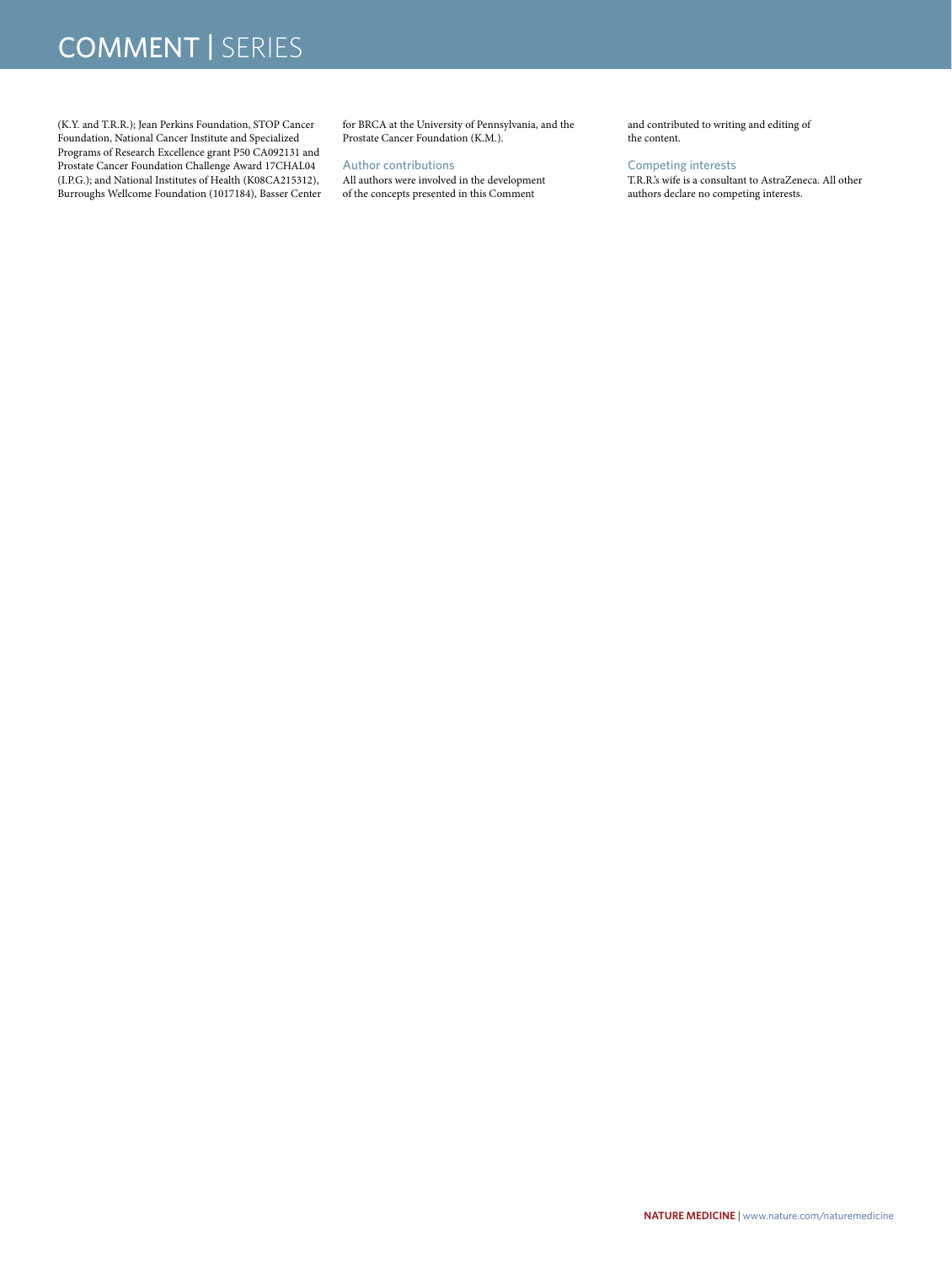(K.Y. and T.R.R.); Jean Perkins Foundation, STOP Cancer Foundation, National Cancer Institute and Specialized Programs of Research Excellence grant P50 CA092131 and Prostate Cancer Foundation Challenge Award 17CHAL04 (I.P.G.); and National Institutes of Health (K08CA215312), Burroughs Wellcome Foundation (1017184), Basser Center for BRCA at the University of Pennsylvania, and the Prostate Cancer Foundation (K.M.).

### Author contributions

All authors were involved in the development of the concepts presented in this Comment and contributed to writing and editing of the content.

### Competing interests

T.R.R.'s wife is a consultant to AstraZeneca. All other authors declare no competing interests.